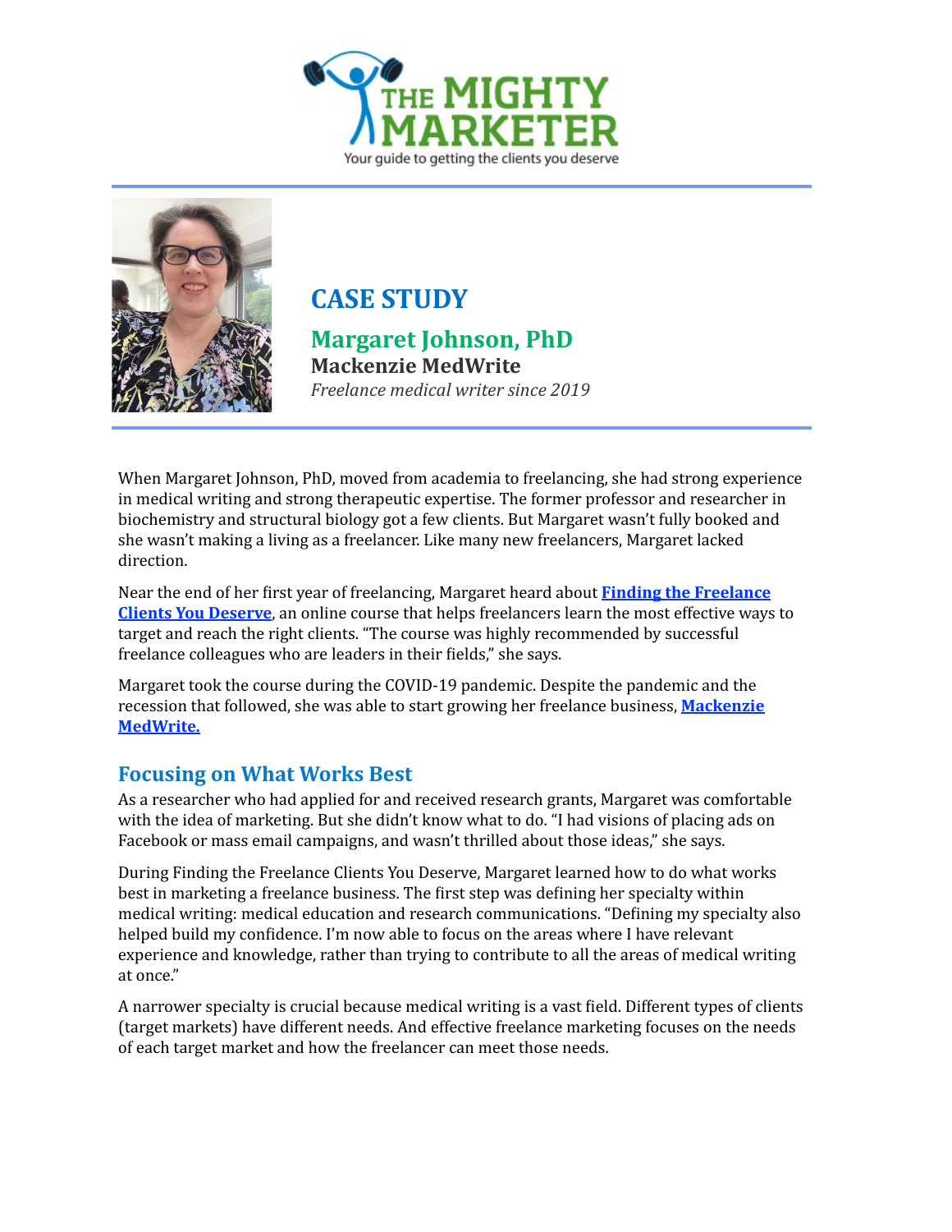THE MIGHTY MARKETER

Your guide to getting the clients you deserve

# CASE STUDY

## Margaret Johnson, PhD

**Mackenzie MedWrite**

*Freelance medical writer since 2019*

When Margaret Johnson, PhD, moved from academia to freelancing, she had strong experience in medical writing and strong therapeutic expertise. The former professor and researcher in biochemistry and structural biology got a few clients. But Margaret wasn't fully booked and she wasn't making a living as a freelancer. Like many new freelancers, Margaret lacked direction.

Near the end of her first year of freelancing, Margaret heard about **Finding the Freelance Clients You Deserve**, an online course that helps freelancers learn the most effective ways to target and reach the right clients. "The course was highly recommended by successful freelance colleagues who are leaders in their fields," she says.

Margaret took the course during the COVID-19 pandemic. Despite the pandemic and the recession that followed, she was able to start growing her freelance business, **Mackenzie MedWrite.**

## Focusing on What Works Best

As a researcher who had applied for and received research grants, Margaret was comfortable with the idea of marketing. But she didn't know what to do. "I had visions of placing ads on Facebook or mass email campaigns, and wasn't thrilled about those ideas," she says.

During Finding the Freelance Clients You Deserve, Margaret learned how to do what works best in marketing a freelance business. The first step was defining her specialty within medical writing: medical education and research communications. "Defining my specialty also helped build my confidence. I'm now able to focus on the areas where I have relevant experience and knowledge, rather than trying to contribute to all the areas of medical writing at once."

A narrower specialty is crucial because medical writing is a vast field. Different types of clients (target markets) have different needs. And effective freelance marketing focuses on the needs of each target market and how the freelancer can meet those needs.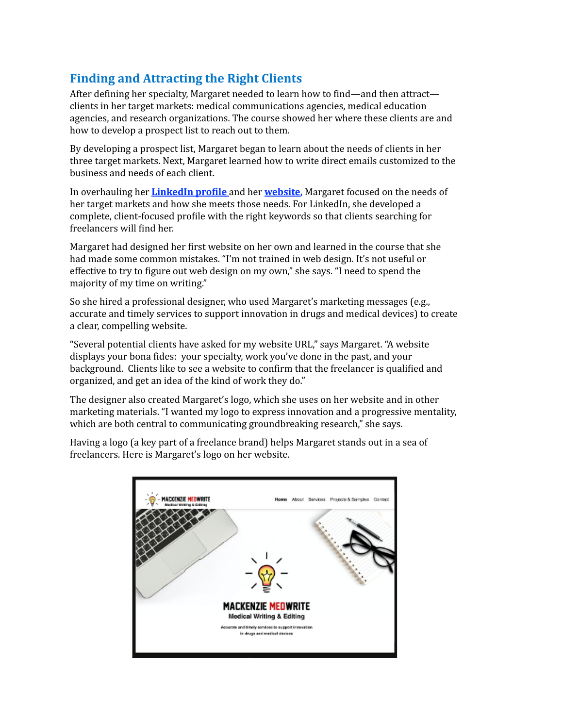## Finding and Attracting the Right Clients

After defining her specialty, Margaret needed to learn how to find—and then attract—clients in her target markets: medical communications agencies, medical education agencies, and research organizations. The course showed her where these clients are and how to develop a prospect list to reach out to them.

By developing a prospect list, Margaret began to learn about the needs of clients in her three target markets. Next, Margaret learned how to write direct emails customized to the business and needs of each client.

In overhauling her **LinkedIn profile** and her **website**, Margaret focused on the needs of her target markets and how she meets those needs. For LinkedIn, she developed a complete, client-focused profile with the right keywords so that clients searching for freelancers will find her.

Margaret had designed her first website on her own and learned in the course that she had made some common mistakes. "I'm not trained in web design. It's not useful or effective to try to figure out web design on my own," she says. "I need to spend the majority of my time on writing."

So she hired a professional designer, who used Margaret's marketing messages (e.g., accurate and timely services to support innovation in drugs and medical devices) to create a clear, compelling website.

"Several potential clients have asked for my website URL," says Margaret. "A website displays your bona fides: your specialty, work you've done in the past, and your background. Clients like to see a website to confirm that the freelancer is qualified and organized, and get an idea of the kind of work they do."

The designer also created Margaret's logo, which she uses on her website and in other marketing materials. "I wanted my logo to express innovation and a progressive mentality, which are both central to communicating groundbreaking research," she says.

Having a logo (a key part of a freelance brand) helps Margaret stands out in a sea of freelancers. Here is Margaret's logo on her website.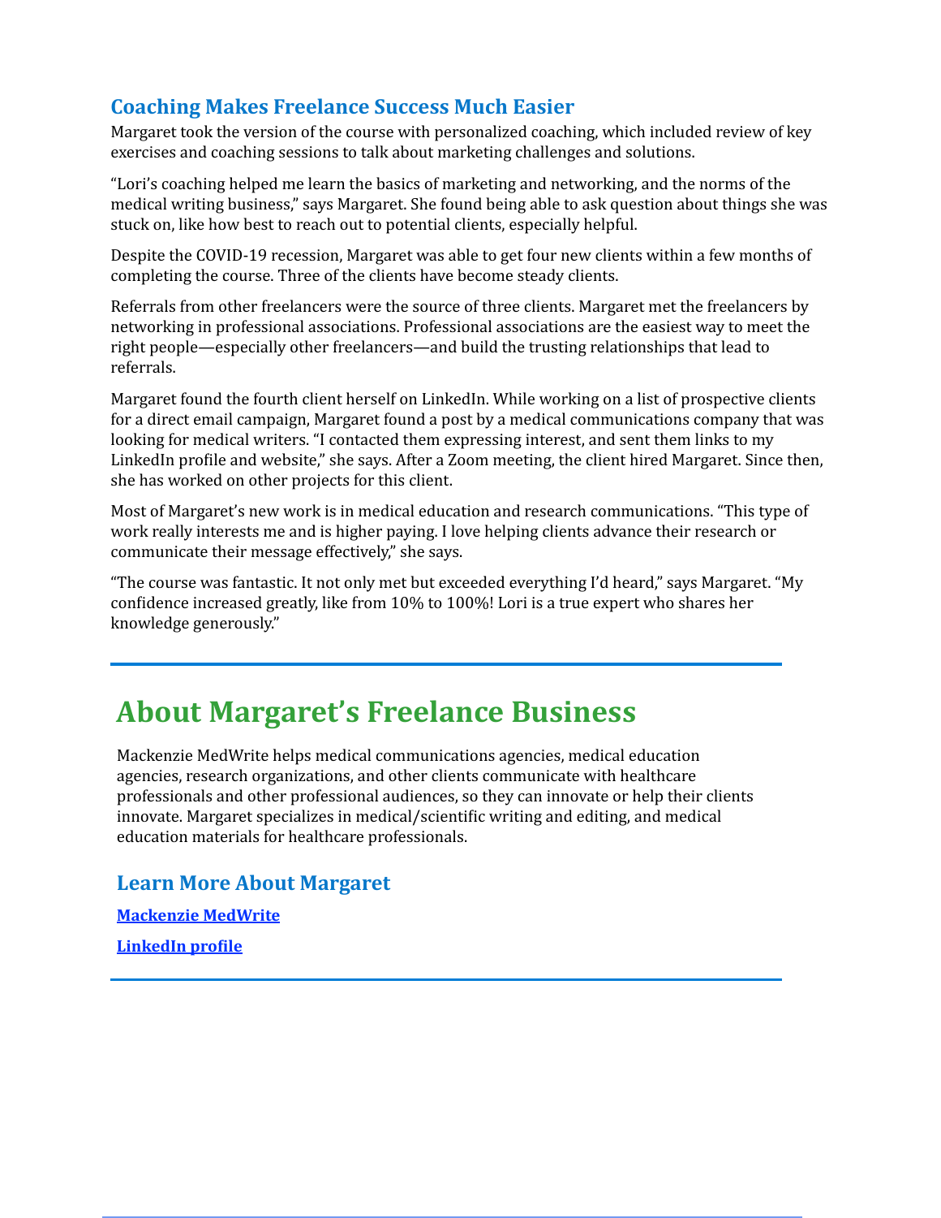### Coaching Makes Freelance Success Much Easier

Margaret took the version of the course with personalized coaching, which included review of key exercises and coaching sessions to talk about marketing challenges and solutions.

"Lori's coaching helped me learn the basics of marketing and networking, and the norms of the medical writing business," says Margaret. She found being able to ask question about things she was stuck on, like how best to reach out to potential clients, especially helpful.

Despite the COVID-19 recession, Margaret was able to get four new clients within a few months of completing the course. Three of the clients have become steady clients.

Referrals from other freelancers were the source of three clients. Margaret met the freelancers by networking in professional associations. Professional associations are the easiest way to meet the right people—especially other freelancers—and build the trusting relationships that lead to referrals.

Margaret found the fourth client herself on LinkedIn. While working on a list of prospective clients for a direct email campaign, Margaret found a post by a medical communications company that was looking for medical writers. "I contacted them expressing interest, and sent them links to my LinkedIn profile and website," she says. After a Zoom meeting, the client hired Margaret. Since then, she has worked on other projects for this client.

Most of Margaret's new work is in medical education and research communications. "This type of work really interests me and is higher paying. I love helping clients advance their research or communicate their message effectively," she says.

"The course was fantastic. It not only met but exceeded everything I'd heard," says Margaret. "My confidence increased greatly, like from 10% to 100%! Lori is a true expert who shares her knowledge generously."

---

## About Margaret's Freelance Business

Mackenzie MedWrite helps medical communications agencies, medical education agencies, research organizations, and other clients communicate with healthcare professionals and other professional audiences, so they can innovate or help their clients innovate. Margaret specializes in medical/scientific writing and editing, and medical education materials for healthcare professionals.

### Learn More About Margaret

**Mackenzie MedWrite**

**LinkedIn profile**

---